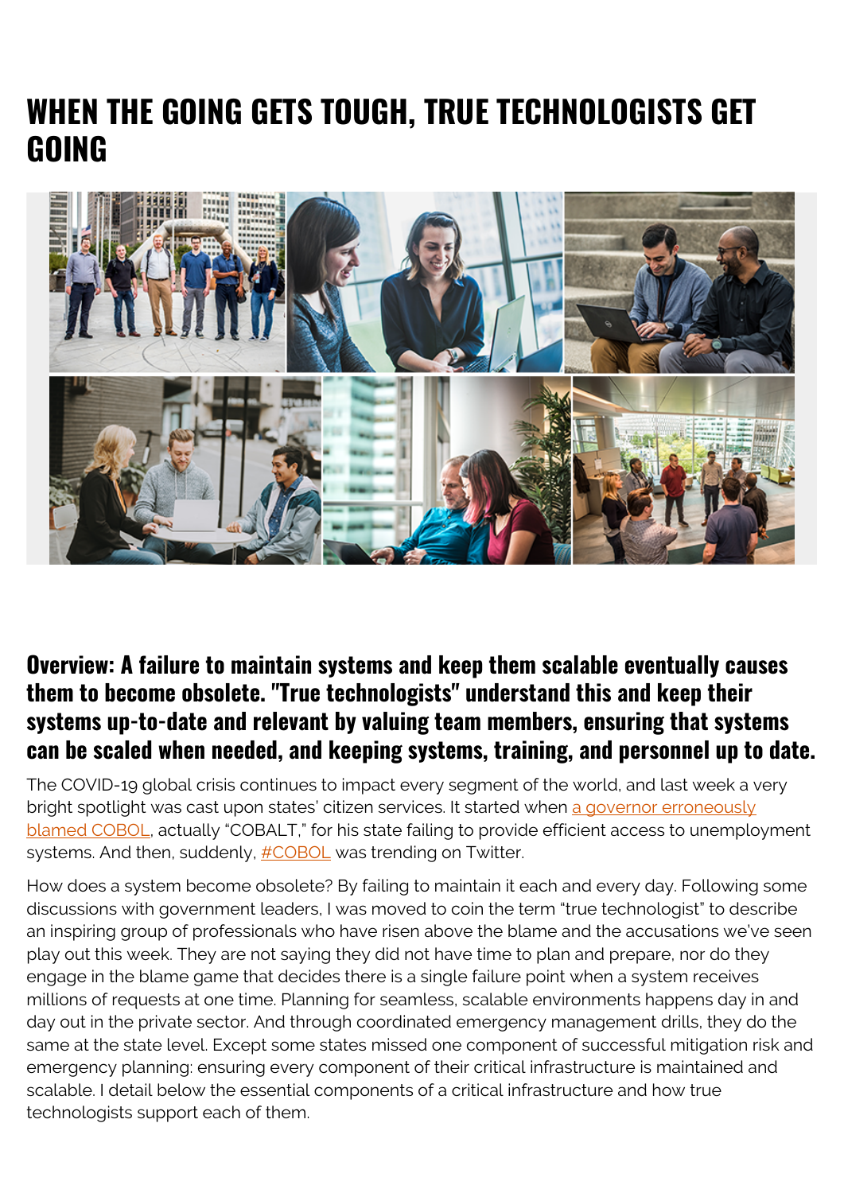# WHEN THE GOING GETS TOUGH, TRUE TECHNOLOGISTS GET GOING

## Overview: A failure to maintain systems and keep them scalable eventually causes them to become obsolete. "True technologists" understand this and keep their systems up-to-date and relevant by valuing team members, ensuring that systems can be scaled when needed, and keeping systems, training, and personnel up to date.

The COVID-19 global crisis continues to impact every segment of the world, and last week a very bright spotlight was cast upon states' citizen services. It started when a governor erroneously blamed COBOL, actually "COBALT," for his state failing to provide efficient access to unemployment systems. And then, suddenly, #COBOL was trending on Twitter.

How does a system become obsolete? By failing to maintain it each and every day. Following some discussions with government leaders, I was moved to coin the term "true technologist" to describe an inspiring group of professionals who have risen above the blame and the accusations we've seen play out this week. They are not saying they did not have time to plan and prepare, nor do they engage in the blame game that decides there is a single failure point when a system receives millions of requests at one time. Planning for seamless, scalable environments happens day in and day out in the private sector. And through coordinated emergency management drills, they do the same at the state level. Except some states missed one component of successful mitigation risk and emergency planning: ensuring every component of their critical infrastructure is maintained and scalable. I detail below the essential components of a critical infrastructure and how true technologists support each of them.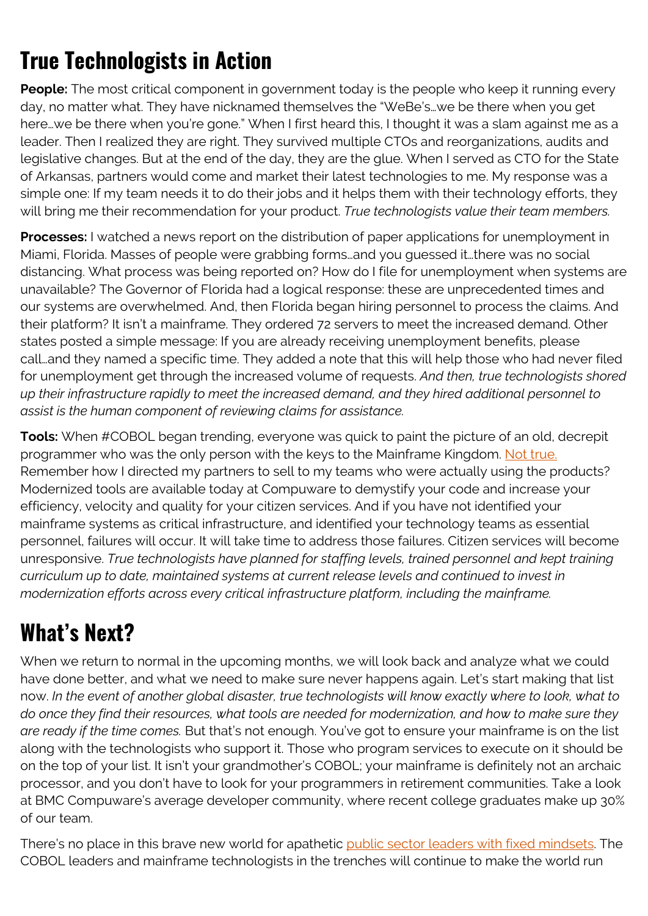## True Technologists in Action

**People:** The most critical component in government today is the people who keep it running every day, no matter what. They have nicknamed themselves the "WeBe's…we be there when you get here…we be there when you're gone." When I first heard this, I thought it was a slam against me as a leader. Then I realized they are right. They survived multiple CTOs and reorganizations, audits and legislative changes. But at the end of the day, they are the glue. When I served as CTO for the State of Arkansas, partners would come and market their latest technologies to me. My response was a simple one: If my team needs it to do their jobs and it helps them with their technology efforts, they will bring me their recommendation for your product. *True technologists value their team members.*

**Processes:** I watched a news report on the distribution of paper applications for unemployment in Miami, Florida. Masses of people were grabbing forms…and you guessed it…there was no social distancing. What process was being reported on? How do I file for unemployment when systems are unavailable? The Governor of Florida had a logical response: these are unprecedented times and our systems are overwhelmed. And, then Florida began hiring personnel to process the claims. And their platform? It isn't a mainframe. They ordered 72 servers to meet the increased demand. Other states posted a simple message: If you are already receiving unemployment benefits, please call…and they named a specific time. They added a note that this will help those who had never filed for unemployment get through the increased volume of requests. *And then, true technologists shored up their infrastructure rapidly to meet the increased demand, and they hired additional personnel to assist is the human component of reviewing claims for assistance.*

**Tools:** When #COBOL began trending, everyone was quick to paint the picture of an old, decrepit programmer who was the only person with the keys to the Mainframe Kingdom. Not true. Remember how I directed my partners to sell to my teams who were actually using the products? Modernized tools are available today at Compuware to demystify your code and increase your efficiency, velocity and quality for your citizen services. And if you have not identified your mainframe systems as critical infrastructure, and identified your technology teams as essential personnel, failures will occur. It will take time to address those failures. Citizen services will become unresponsive. *True technologists have planned for staffing levels, trained personnel and kept training curriculum up to date, maintained systems at current release levels and continued to invest in modernization efforts across every critical infrastructure platform, including the mainframe.*

## What's Next?

When we return to normal in the upcoming months, we will look back and analyze what we could have done better, and what we need to make sure never happens again. Let's start making that list now. *In the event of another global disaster, true technologists will know exactly where to look, what to do once they find their resources, what tools are needed for modernization, and how to make sure they are ready if the time comes.* But that's not enough. You've got to ensure your mainframe is on the list along with the technologists who support it. Those who program services to execute on it should be on the top of your list. It isn't your grandmother's COBOL; your mainframe is definitely not an archaic processor, and you don't have to look for your programmers in retirement communities. Take a look at BMC Compuware's average developer community, where recent college graduates make up 30% of our team.

There's no place in this brave new world for apathetic public sector leaders with fixed mindsets. The COBOL leaders and mainframe technologists in the trenches will continue to make the world run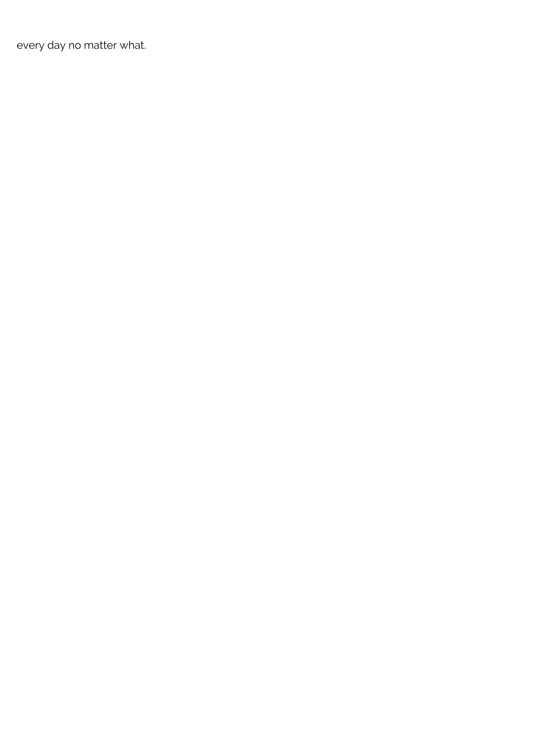every day no matter what.